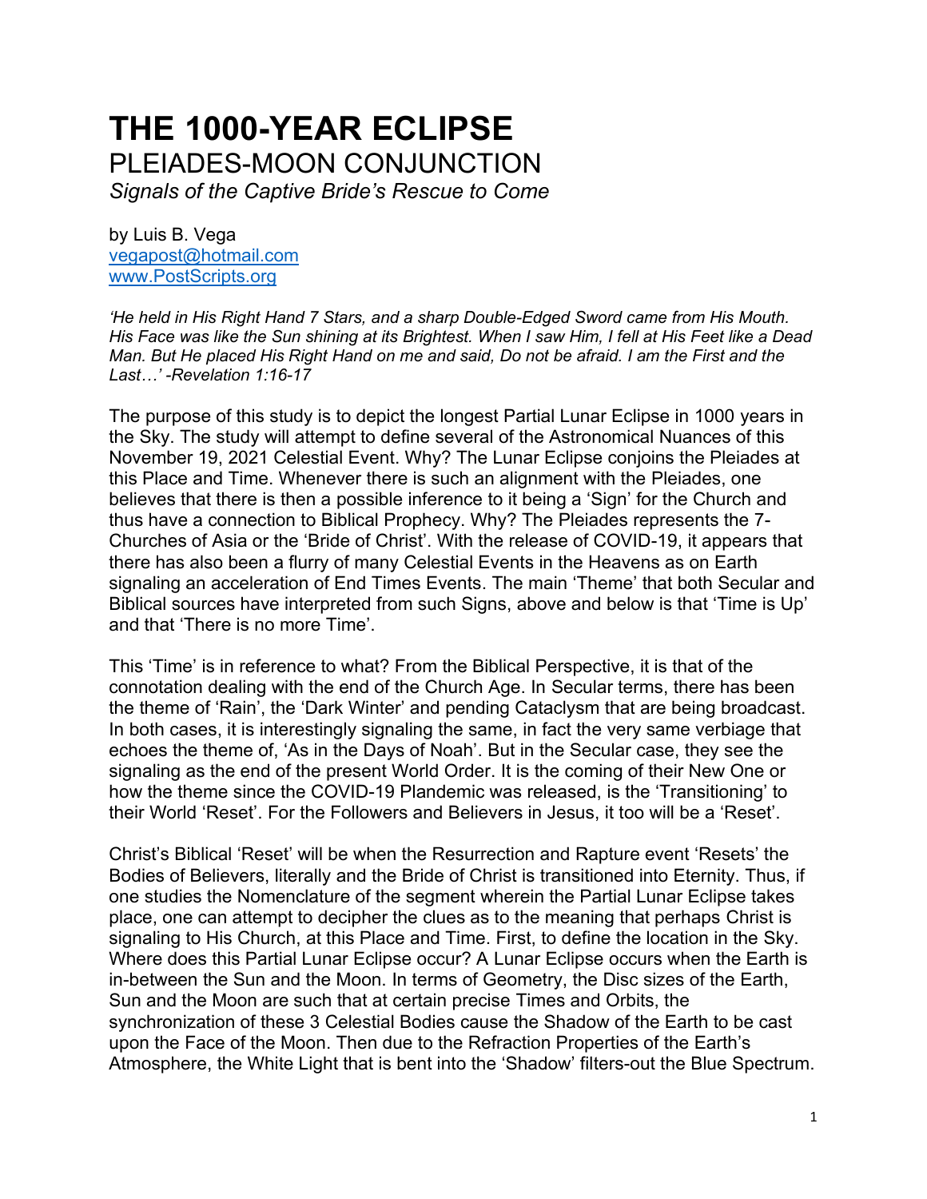# THE 1000-YEAR ECLIPSE

## PLEIADES-MOON CONJUNCTION

*Signals of the Captive Bride's Rescue to Come*

by Luis B. Vega
vegapost@hotmail.com
www.PostScripts.org

*'He held in His Right Hand 7 Stars, and a sharp Double-Edged Sword came from His Mouth. His Face was like the Sun shining at its Brightest. When I saw Him, I fell at His Feet like a Dead Man. But He placed His Right Hand on me and said, Do not be afraid. I am the First and the Last…' -Revelation 1:16-17*

The purpose of this study is to depict the longest Partial Lunar Eclipse in 1000 years in the Sky. The study will attempt to define several of the Astronomical Nuances of this November 19, 2021 Celestial Event. Why? The Lunar Eclipse conjoins the Pleiades at this Place and Time. Whenever there is such an alignment with the Pleiades, one believes that there is then a possible inference to it being a 'Sign' for the Church and thus have a connection to Biblical Prophecy. Why? The Pleiades represents the 7-Churches of Asia or the 'Bride of Christ'. With the release of COVID-19, it appears that there has also been a flurry of many Celestial Events in the Heavens as on Earth signaling an acceleration of End Times Events. The main 'Theme' that both Secular and Biblical sources have interpreted from such Signs, above and below is that 'Time is Up' and that 'There is no more Time'.

This 'Time' is in reference to what? From the Biblical Perspective, it is that of the connotation dealing with the end of the Church Age. In Secular terms, there has been the theme of 'Rain', the 'Dark Winter' and pending Cataclysm that are being broadcast. In both cases, it is interestingly signaling the same, in fact the very same verbiage that echoes the theme of, 'As in the Days of Noah'. But in the Secular case, they see the signaling as the end of the present World Order. It is the coming of their New One or how the theme since the COVID-19 Plandemic was released, is the 'Transitioning' to their World 'Reset'. For the Followers and Believers in Jesus, it too will be a 'Reset'.

Christ's Biblical 'Reset' will be when the Resurrection and Rapture event 'Resets' the Bodies of Believers, literally and the Bride of Christ is transitioned into Eternity. Thus, if one studies the Nomenclature of the segment wherein the Partial Lunar Eclipse takes place, one can attempt to decipher the clues as to the meaning that perhaps Christ is signaling to His Church, at this Place and Time. First, to define the location in the Sky. Where does this Partial Lunar Eclipse occur? A Lunar Eclipse occurs when the Earth is in-between the Sun and the Moon. In terms of Geometry, the Disc sizes of the Earth, Sun and the Moon are such that at certain precise Times and Orbits, the synchronization of these 3 Celestial Bodies cause the Shadow of the Earth to be cast upon the Face of the Moon. Then due to the Refraction Properties of the Earth's Atmosphere, the White Light that is bent into the 'Shadow' filters-out the Blue Spectrum.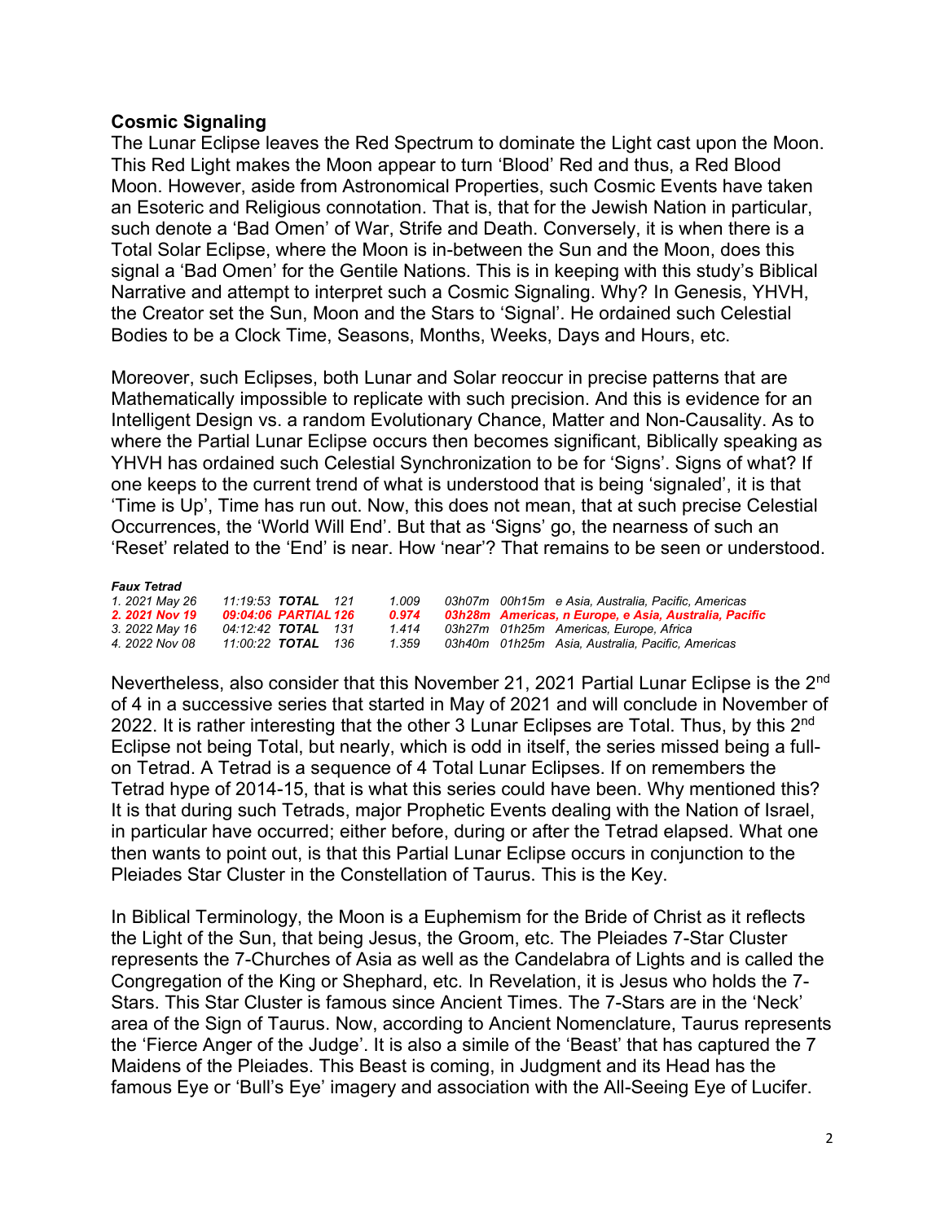## Cosmic Signaling

The Lunar Eclipse leaves the Red Spectrum to dominate the Light cast upon the Moon. This Red Light makes the Moon appear to turn 'Blood' Red and thus, a Red Blood Moon. However, aside from Astronomical Properties, such Cosmic Events have taken an Esoteric and Religious connotation. That is, that for the Jewish Nation in particular, such denote a 'Bad Omen' of War, Strife and Death. Conversely, it is when there is a Total Solar Eclipse, where the Moon is in-between the Sun and the Moon, does this signal a 'Bad Omen' for the Gentile Nations. This is in keeping with this study's Biblical Narrative and attempt to interpret such a Cosmic Signaling. Why? In Genesis, YHVH, the Creator set the Sun, Moon and the Stars to 'Signal'. He ordained such Celestial Bodies to be a Clock Time, Seasons, Months, Weeks, Days and Hours, etc.

Moreover, such Eclipses, both Lunar and Solar reoccur in precise patterns that are Mathematically impossible to replicate with such precision. And this is evidence for an Intelligent Design vs. a random Evolutionary Chance, Matter and Non-Causality. As to where the Partial Lunar Eclipse occurs then becomes significant, Biblically speaking as YHVH has ordained such Celestial Synchronization to be for 'Signs'. Signs of what? If one keeps to the current trend of what is understood that is being 'signaled', it is that 'Time is Up', Time has run out. Now, this does not mean, that at such precise Celestial Occurrences, the 'World Will End'. But that as 'Signs' go, the nearness of such an 'Reset' related to the 'End' is near. How 'near'? That remains to be seen or understood.

***Faux Tetrad***

| | | | | | | | |
|---|---|---|---|---|---|---|---|
| *1. 2021 May 26* | *11:19:53* | ***TOTAL*** | *121* | *1.009* | *03h07m* | *00h15m* | *e Asia, Australia, Pacific, Americas* |
| ***2. 2021 Nov 19*** | ***09:04:06*** | ***PARTIAL*** | ***126*** | ***0.974*** | ***03h28m*** | | ***Americas, n Europe, e Asia, Australia, Pacific*** |
| *3. 2022 May 16* | *04:12:42* | ***TOTAL*** | *131* | *1.414* | *03h27m* | *01h25m* | *Americas, Europe, Africa* |
| *4. 2022 Nov 08* | *11:00:22* | ***TOTAL*** | *136* | *1.359* | *03h40m* | *01h25m* | *Asia, Australia, Pacific, Americas* |

Nevertheless, also consider that this November 21, 2021 Partial Lunar Eclipse is the 2nd of 4 in a successive series that started in May of 2021 and will conclude in November of 2022. It is rather interesting that the other 3 Lunar Eclipses are Total. Thus, by this 2nd Eclipse not being Total, but nearly, which is odd in itself, the series missed being a full-on Tetrad. A Tetrad is a sequence of 4 Total Lunar Eclipses. If on remembers the Tetrad hype of 2014-15, that is what this series could have been. Why mentioned this? It is that during such Tetrads, major Prophetic Events dealing with the Nation of Israel, in particular have occurred; either before, during or after the Tetrad elapsed. What one then wants to point out, is that this Partial Lunar Eclipse occurs in conjunction to the Pleiades Star Cluster in the Constellation of Taurus. This is the Key.

In Biblical Terminology, the Moon is a Euphemism for the Bride of Christ as it reflects the Light of the Sun, that being Jesus, the Groom, etc. The Pleiades 7-Star Cluster represents the 7-Churches of Asia as well as the Candelabra of Lights and is called the Congregation of the King or Shephard, etc. In Revelation, it is Jesus who holds the 7-Stars. This Star Cluster is famous since Ancient Times. The 7-Stars are in the 'Neck' area of the Sign of Taurus. Now, according to Ancient Nomenclature, Taurus represents the 'Fierce Anger of the Judge'. It is also a simile of the 'Beast' that has captured the 7 Maidens of the Pleiades. This Beast is coming, in Judgment and its Head has the famous Eye or 'Bull's Eye' imagery and association with the All-Seeing Eye of Lucifer.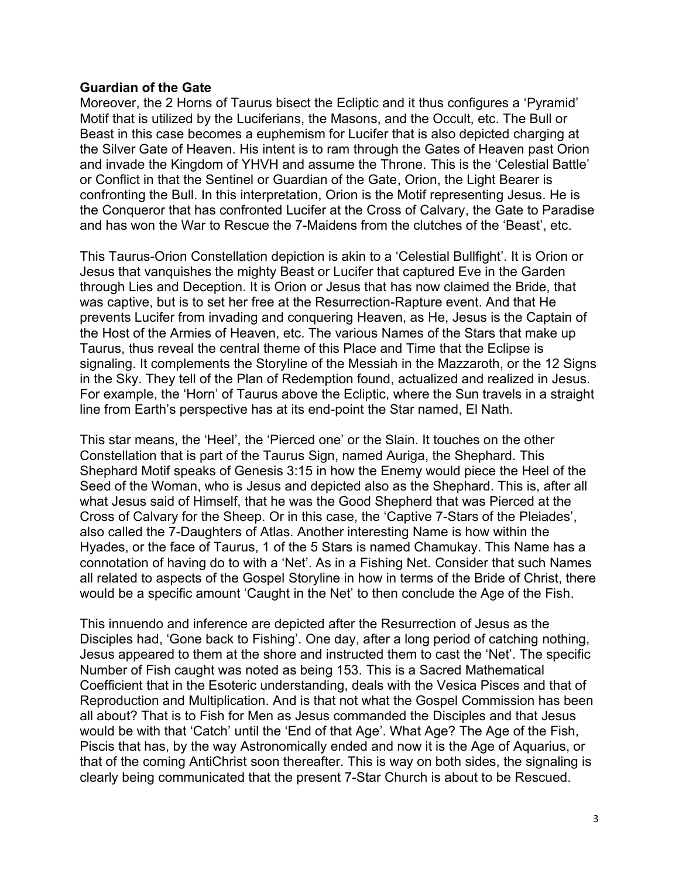**Guardian of the Gate**

Moreover, the 2 Horns of Taurus bisect the Ecliptic and it thus configures a 'Pyramid' Motif that is utilized by the Luciferians, the Masons, and the Occult, etc. The Bull or Beast in this case becomes a euphemism for Lucifer that is also depicted charging at the Silver Gate of Heaven. His intent is to ram through the Gates of Heaven past Orion and invade the Kingdom of YHVH and assume the Throne. This is the 'Celestial Battle' or Conflict in that the Sentinel or Guardian of the Gate, Orion, the Light Bearer is confronting the Bull. In this interpretation, Orion is the Motif representing Jesus. He is the Conqueror that has confronted Lucifer at the Cross of Calvary, the Gate to Paradise and has won the War to Rescue the 7-Maidens from the clutches of the 'Beast', etc.

This Taurus-Orion Constellation depiction is akin to a 'Celestial Bullfight'. It is Orion or Jesus that vanquishes the mighty Beast or Lucifer that captured Eve in the Garden through Lies and Deception. It is Orion or Jesus that has now claimed the Bride, that was captive, but is to set her free at the Resurrection-Rapture event. And that He prevents Lucifer from invading and conquering Heaven, as He, Jesus is the Captain of the Host of the Armies of Heaven, etc. The various Names of the Stars that make up Taurus, thus reveal the central theme of this Place and Time that the Eclipse is signaling. It complements the Storyline of the Messiah in the Mazzaroth, or the 12 Signs in the Sky. They tell of the Plan of Redemption found, actualized and realized in Jesus. For example, the 'Horn' of Taurus above the Ecliptic, where the Sun travels in a straight line from Earth's perspective has at its end-point the Star named, El Nath.

This star means, the 'Heel', the 'Pierced one' or the Slain. It touches on the other Constellation that is part of the Taurus Sign, named Auriga, the Shephard. This Shephard Motif speaks of Genesis 3:15 in how the Enemy would piece the Heel of the Seed of the Woman, who is Jesus and depicted also as the Shephard. This is, after all what Jesus said of Himself, that he was the Good Shepherd that was Pierced at the Cross of Calvary for the Sheep. Or in this case, the 'Captive 7-Stars of the Pleiades', also called the 7-Daughters of Atlas. Another interesting Name is how within the Hyades, or the face of Taurus, 1 of the 5 Stars is named Chamukay. This Name has a connotation of having do to with a 'Net'. As in a Fishing Net. Consider that such Names all related to aspects of the Gospel Storyline in how in terms of the Bride of Christ, there would be a specific amount 'Caught in the Net' to then conclude the Age of the Fish.

This innuendo and inference are depicted after the Resurrection of Jesus as the Disciples had, 'Gone back to Fishing'. One day, after a long period of catching nothing, Jesus appeared to them at the shore and instructed them to cast the 'Net'. The specific Number of Fish caught was noted as being 153. This is a Sacred Mathematical Coefficient that in the Esoteric understanding, deals with the Vesica Pisces and that of Reproduction and Multiplication. And is that not what the Gospel Commission has been all about? That is to Fish for Men as Jesus commanded the Disciples and that Jesus would be with that 'Catch' until the 'End of that Age'. What Age? The Age of the Fish, Piscis that has, by the way Astronomically ended and now it is the Age of Aquarius, or that of the coming AntiChrist soon thereafter. This is way on both sides, the signaling is clearly being communicated that the present 7-Star Church is about to be Rescued.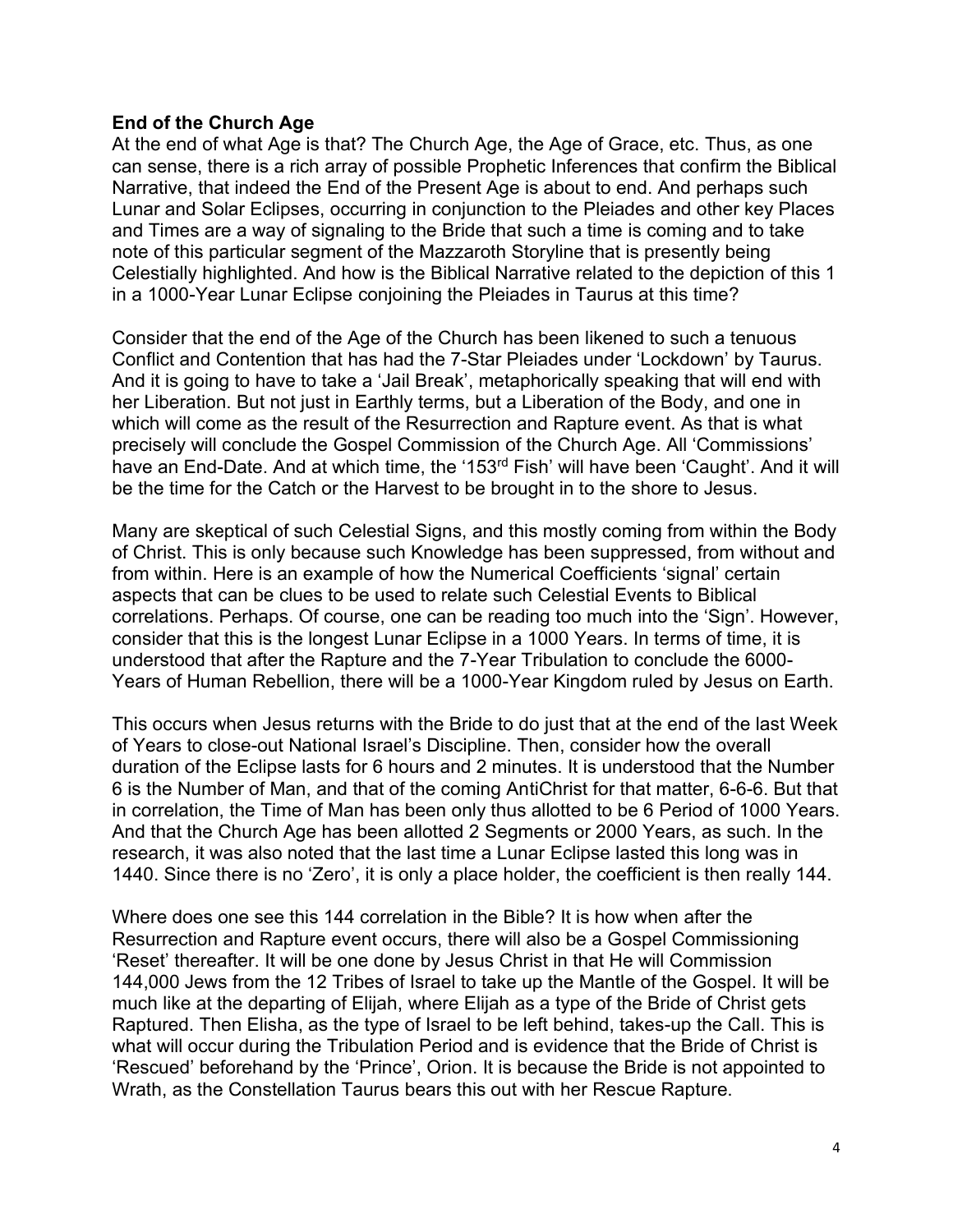**End of the Church Age**
At the end of what Age is that? The Church Age, the Age of Grace, etc. Thus, as one can sense, there is a rich array of possible Prophetic Inferences that confirm the Biblical Narrative, that indeed the End of the Present Age is about to end. And perhaps such Lunar and Solar Eclipses, occurring in conjunction to the Pleiades and other key Places and Times are a way of signaling to the Bride that such a time is coming and to take note of this particular segment of the Mazzaroth Storyline that is presently being Celestially highlighted. And how is the Biblical Narrative related to the depiction of this 1 in a 1000-Year Lunar Eclipse conjoining the Pleiades in Taurus at this time?

Consider that the end of the Age of the Church has been likened to such a tenuous Conflict and Contention that has had the 7-Star Pleiades under 'Lockdown' by Taurus. And it is going to have to take a 'Jail Break', metaphorically speaking that will end with her Liberation. But not just in Earthly terms, but a Liberation of the Body, and one in which will come as the result of the Resurrection and Rapture event. As that is what precisely will conclude the Gospel Commission of the Church Age. All 'Commissions' have an End-Date. And at which time, the '153rd Fish' will have been 'Caught'. And it will be the time for the Catch or the Harvest to be brought in to the shore to Jesus.

Many are skeptical of such Celestial Signs, and this mostly coming from within the Body of Christ. This is only because such Knowledge has been suppressed, from without and from within. Here is an example of how the Numerical Coefficients 'signal' certain aspects that can be clues to be used to relate such Celestial Events to Biblical correlations. Perhaps. Of course, one can be reading too much into the 'Sign'. However, consider that this is the longest Lunar Eclipse in a 1000 Years. In terms of time, it is understood that after the Rapture and the 7-Year Tribulation to conclude the 6000-Years of Human Rebellion, there will be a 1000-Year Kingdom ruled by Jesus on Earth.

This occurs when Jesus returns with the Bride to do just that at the end of the last Week of Years to close-out National Israel's Discipline. Then, consider how the overall duration of the Eclipse lasts for 6 hours and 2 minutes. It is understood that the Number 6 is the Number of Man, and that of the coming AntiChrist for that matter, 6-6-6. But that in correlation, the Time of Man has been only thus allotted to be 6 Period of 1000 Years. And that the Church Age has been allotted 2 Segments or 2000 Years, as such. In the research, it was also noted that the last time a Lunar Eclipse lasted this long was in 1440. Since there is no 'Zero', it is only a place holder, the coefficient is then really 144.

Where does one see this 144 correlation in the Bible? It is how when after the Resurrection and Rapture event occurs, there will also be a Gospel Commissioning 'Reset' thereafter. It will be one done by Jesus Christ in that He will Commission 144,000 Jews from the 12 Tribes of Israel to take up the Mantle of the Gospel. It will be much like at the departing of Elijah, where Elijah as a type of the Bride of Christ gets Raptured. Then Elisha, as the type of Israel to be left behind, takes-up the Call. This is what will occur during the Tribulation Period and is evidence that the Bride of Christ is 'Rescued' beforehand by the 'Prince', Orion. It is because the Bride is not appointed to Wrath, as the Constellation Taurus bears this out with her Rescue Rapture.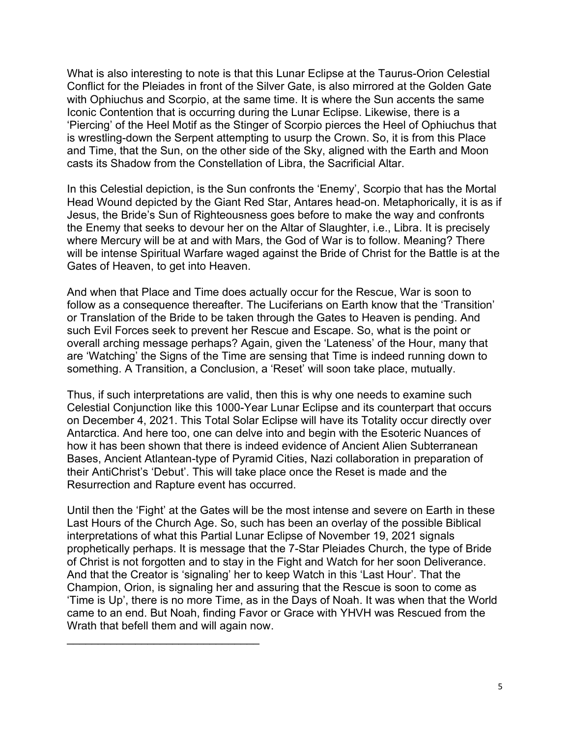What is also interesting to note is that this Lunar Eclipse at the Taurus-Orion Celestial Conflict for the Pleiades in front of the Silver Gate, is also mirrored at the Golden Gate with Ophiuchus and Scorpio, at the same time. It is where the Sun accents the same Iconic Contention that is occurring during the Lunar Eclipse. Likewise, there is a 'Piercing' of the Heel Motif as the Stinger of Scorpio pierces the Heel of Ophiuchus that is wrestling-down the Serpent attempting to usurp the Crown. So, it is from this Place and Time, that the Sun, on the other side of the Sky, aligned with the Earth and Moon casts its Shadow from the Constellation of Libra, the Sacrificial Altar.

In this Celestial depiction, is the Sun confronts the 'Enemy', Scorpio that has the Mortal Head Wound depicted by the Giant Red Star, Antares head-on. Metaphorically, it is as if Jesus, the Bride's Sun of Righteousness goes before to make the way and confronts the Enemy that seeks to devour her on the Altar of Slaughter, i.e., Libra. It is precisely where Mercury will be at and with Mars, the God of War is to follow. Meaning? There will be intense Spiritual Warfare waged against the Bride of Christ for the Battle is at the Gates of Heaven, to get into Heaven.

And when that Place and Time does actually occur for the Rescue, War is soon to follow as a consequence thereafter. The Luciferians on Earth know that the 'Transition' or Translation of the Bride to be taken through the Gates to Heaven is pending. And such Evil Forces seek to prevent her Rescue and Escape. So, what is the point or overall arching message perhaps? Again, given the 'Lateness' of the Hour, many that are 'Watching' the Signs of the Time are sensing that Time is indeed running down to something. A Transition, a Conclusion, a 'Reset' will soon take place, mutually.

Thus, if such interpretations are valid, then this is why one needs to examine such Celestial Conjunction like this 1000-Year Lunar Eclipse and its counterpart that occurs on December 4, 2021. This Total Solar Eclipse will have its Totality occur directly over Antarctica. And here too, one can delve into and begin with the Esoteric Nuances of how it has been shown that there is indeed evidence of Ancient Alien Subterranean Bases, Ancient Atlantean-type of Pyramid Cities, Nazi collaboration in preparation of their AntiChrist's 'Debut'. This will take place once the Reset is made and the Resurrection and Rapture event has occurred.

Until then the 'Fight' at the Gates will be the most intense and severe on Earth in these Last Hours of the Church Age. So, such has been an overlay of the possible Biblical interpretations of what this Partial Lunar Eclipse of November 19, 2021 signals prophetically perhaps. It is message that the 7-Star Pleiades Church, the type of Bride of Christ is not forgotten and to stay in the Fight and Watch for her soon Deliverance. And that the Creator is 'signaling' her to keep Watch in this 'Last Hour'. That the Champion, Orion, is signaling her and assuring that the Rescue is soon to come as 'Time is Up', there is no more Time, as in the Days of Noah. It was when that the World came to an end. But Noah, finding Favor or Grace with YHVH was Rescued from the Wrath that befell them and will again now.

---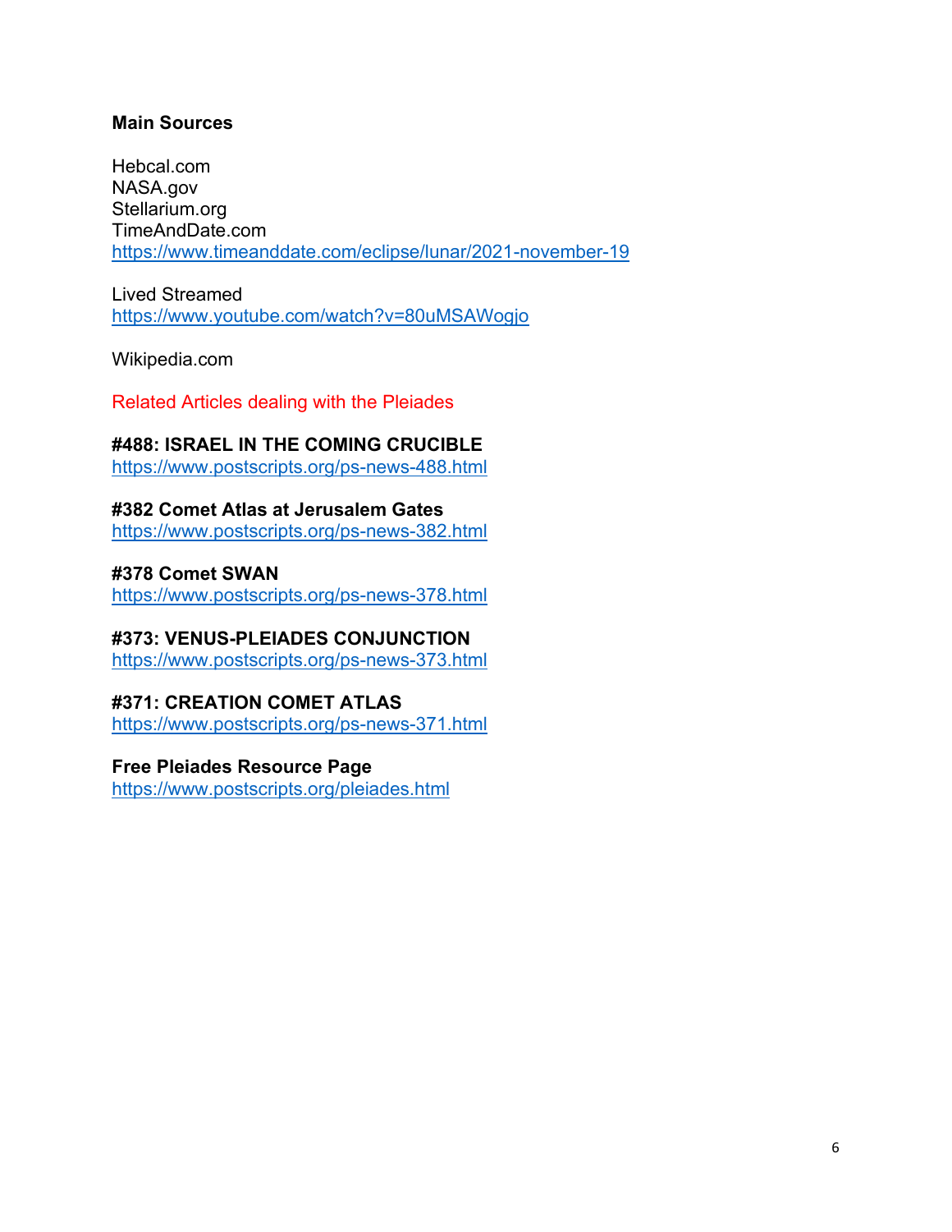**Main Sources**

Hebcal.com
NASA.gov
Stellarium.org
TimeAndDate.com
https://www.timeanddate.com/eclipse/lunar/2021-november-19

Lived Streamed
https://www.youtube.com/watch?v=80uMSAWogjo

Wikipedia.com

Related Articles dealing with the Pleiades

**#488: ISRAEL IN THE COMING CRUCIBLE**
https://www.postscripts.org/ps-news-488.html

**#382 Comet Atlas at Jerusalem Gates**
https://www.postscripts.org/ps-news-382.html

**#378 Comet SWAN**
https://www.postscripts.org/ps-news-378.html

**#373: VENUS-PLEIADES CONJUNCTION**
https://www.postscripts.org/ps-news-373.html

**#371: CREATION COMET ATLAS**
https://www.postscripts.org/ps-news-371.html

**Free Pleiades Resource Page**
https://www.postscripts.org/pleiades.html